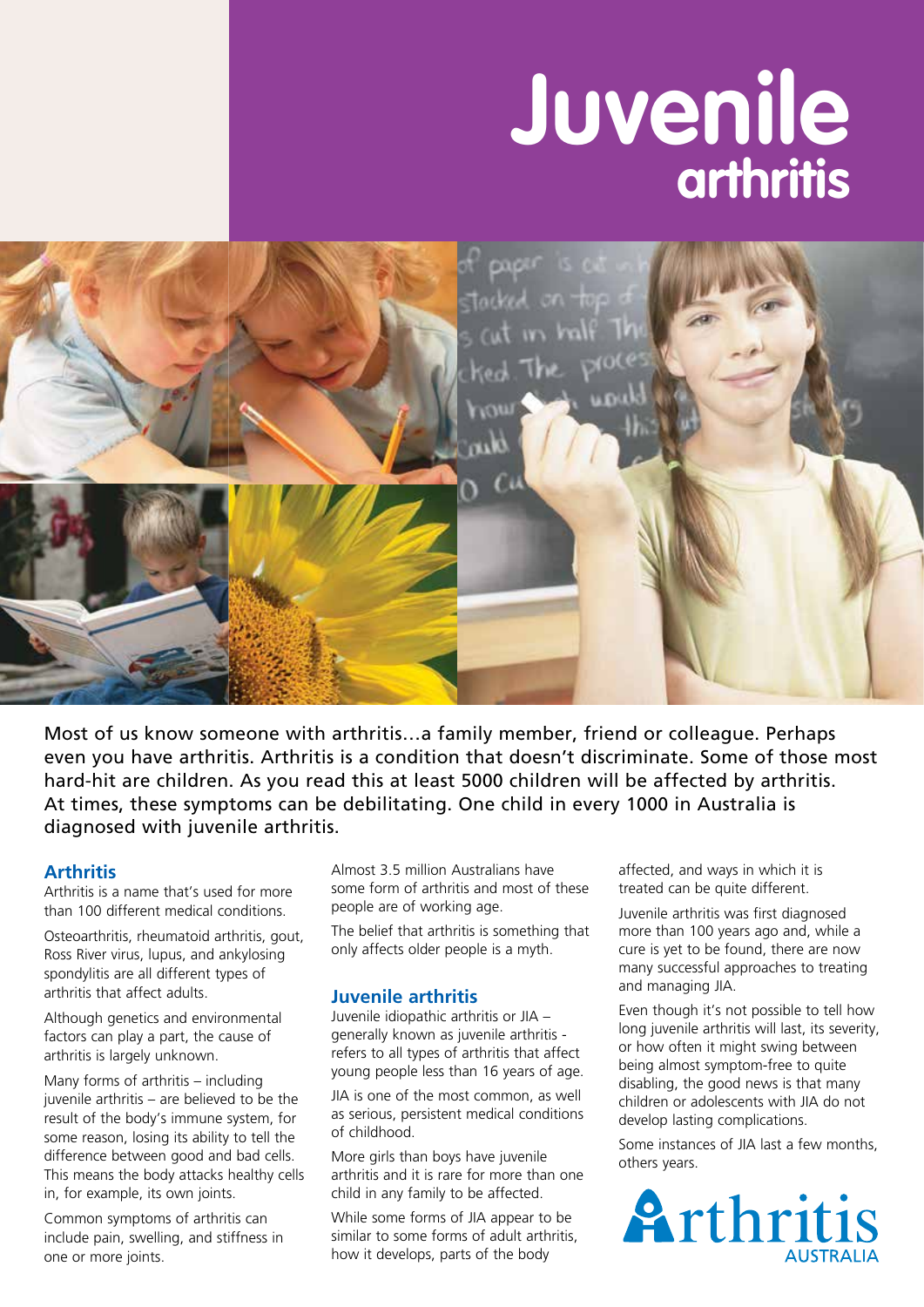# Juvenile arthritis

Most of us know someone with arthritis…a family member, friend or colleague. Perhaps even you have arthritis. Arthritis is a condition that doesn't discriminate. Some of those most hard-hit are children. As you read this at least 5000 children will be affected by arthritis. At times, these symptoms can be debilitating. One child in every 1000 in Australia is diagnosed with juvenile arthritis.

## Arthritis

Arthritis is a name that's used for more than 100 different medical conditions.

Osteoarthritis, rheumatoid arthritis, gout, Ross River virus, lupus, and ankylosing spondylitis are all different types of arthritis that affect adults.

Although genetics and environmental factors can play a part, the cause of arthritis is largely unknown.

Many forms of arthritis – including juvenile arthritis – are believed to be the result of the body's immune system, for some reason, losing its ability to tell the difference between good and bad cells. This means the body attacks healthy cells in, for example, its own joints.

Common symptoms of arthritis can include pain, swelling, and stiffness in one or more joints.

Almost 3.5 million Australians have some form of arthritis and most of these people are of working age.

The belief that arthritis is something that only affects older people is a myth.

## Juvenile arthritis

Juvenile idiopathic arthritis or JIA – generally known as juvenile arthritis - refers to all types of arthritis that affect young people less than 16 years of age.

JIA is one of the most common, as well as serious, persistent medical conditions of childhood.

More girls than boys have juvenile arthritis and it is rare for more than one child in any family to be affected.

While some forms of JIA appear to be similar to some forms of adult arthritis, how it develops, parts of the body affected, and ways in which it is treated can be quite different.

Juvenile arthritis was first diagnosed more than 100 years ago and, while a cure is yet to be found, there are now many successful approaches to treating and managing JIA.

Even though it's not possible to tell how long juvenile arthritis will last, its severity, or how often it might swing between being almost symptom-free to quite disabling, the good news is that many children or adolescents with JIA do not develop lasting complications.

Some instances of JIA last a few months, others years.

Arthritis AUSTRALIA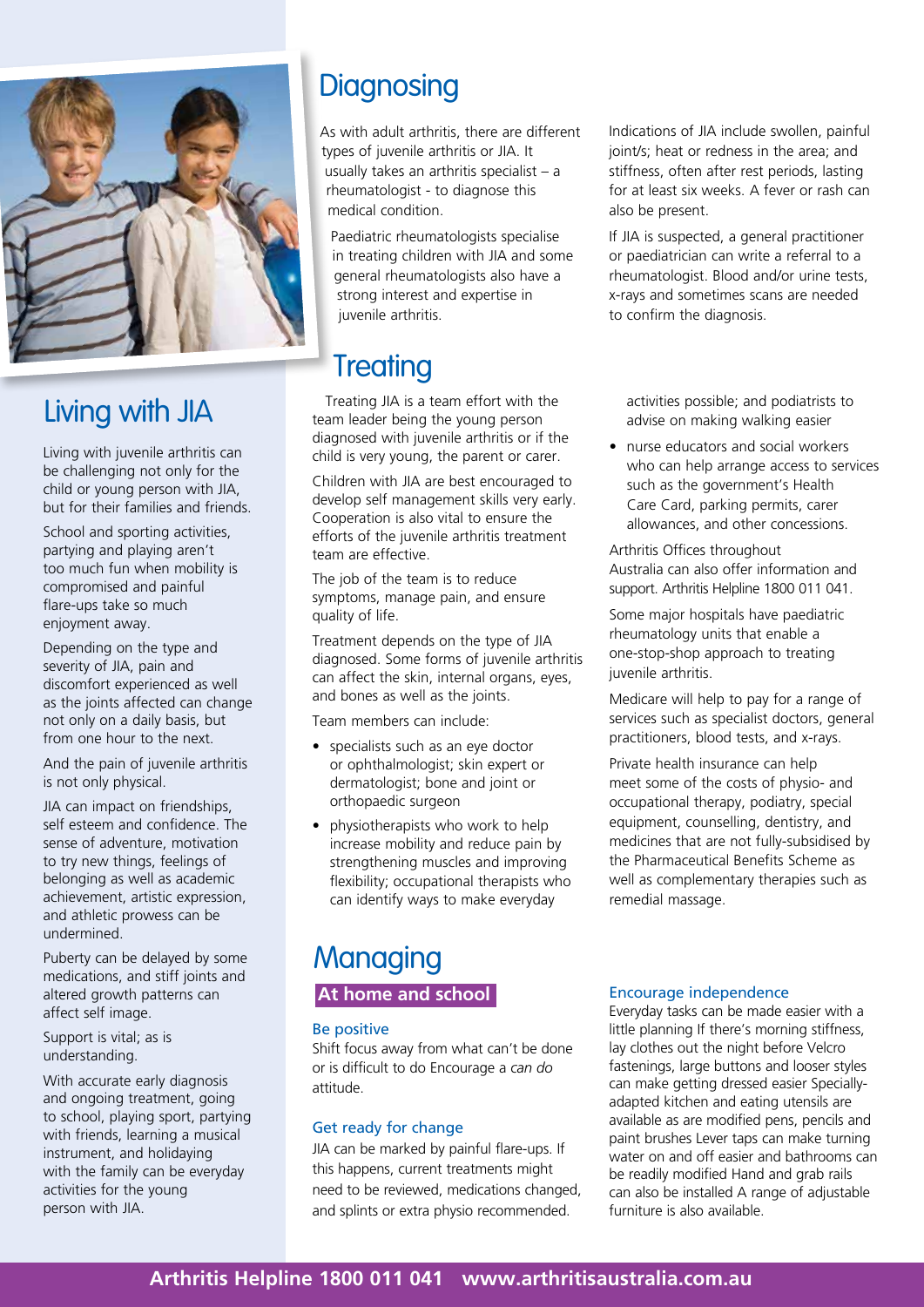## Living with JIA

Living with juvenile arthritis can be challenging not only for the child or young person with JIA, but for their families and friends.

School and sporting activities, partying and playing aren't too much fun when mobility is compromised and painful flare-ups take so much enjoyment away.

Depending on the type and severity of JIA, pain and discomfort experienced as well as the joints affected can change not only on a daily basis, but from one hour to the next.

And the pain of juvenile arthritis is not only physical.

JIA can impact on friendships, self esteem and confidence. The sense of adventure, motivation to try new things, feelings of belonging as well as academic achievement, artistic expression, and athletic prowess can be undermined.

Puberty can be delayed by some medications, and stiff joints and altered growth patterns can affect self image.

Support is vital; as is understanding.

With accurate early diagnosis and ongoing treatment, going to school, playing sport, partying with friends, learning a musical instrument, and holidaying with the family can be everyday activities for the young person with JIA.

## Diagnosing

As with adult arthritis, there are different types of juvenile arthritis or JIA. It usually takes an arthritis specialist – a rheumatologist - to diagnose this medical condition.

Paediatric rheumatologists specialise in treating children with JIA and some general rheumatologists also have a strong interest and expertise in juvenile arthritis.

Indications of JIA include swollen, painful joint/s; heat or redness in the area; and stiffness, often after rest periods, lasting for at least six weeks. A fever or rash can also be present.

If JIA is suspected, a general practitioner or paediatrician can write a referral to a rheumatologist. Blood and/or urine tests, x-rays and sometimes scans are needed to confirm the diagnosis.

## Treating

Treating JIA is a team effort with the team leader being the young person diagnosed with juvenile arthritis or if the child is very young, the parent or carer.

Children with JIA are best encouraged to develop self management skills very early. Cooperation is also vital to ensure the efforts of the juvenile arthritis treatment team are effective.

The job of the team is to reduce symptoms, manage pain, and ensure quality of life.

Treatment depends on the type of JIA diagnosed. Some forms of juvenile arthritis can affect the skin, internal organs, eyes, and bones as well as the joints.

Team members can include:

- specialists such as an eye doctor or ophthalmologist; skin expert or dermatologist; bone and joint or orthopaedic surgeon
- physiotherapists who work to help increase mobility and reduce pain by strengthening muscles and improving flexibility; occupational therapists who can identify ways to make everyday activities possible; and podiatrists to advise on making walking easier
- nurse educators and social workers who can help arrange access to services such as the government's Health Care Card, parking permits, carer allowances, and other concessions.

Arthritis Offices throughout Australia can also offer information and support. Arthritis Helpline 1800 011 041.

Some major hospitals have paediatric rheumatology units that enable a one-stop-shop approach to treating juvenile arthritis.

Medicare will help to pay for a range of services such as specialist doctors, general practitioners, blood tests, and x-rays.

Private health insurance can help meet some of the costs of physio- and occupational therapy, podiatry, special equipment, counselling, dentistry, and medicines that are not fully-subsidised by the Pharmaceutical Benefits Scheme as well as complementary therapies such as remedial massage.

## Managing

### At home and school

#### Be positive

Shift focus away from what can't be done or is difficult to do Encourage a *can do* attitude.

#### Get ready for change

JIA can be marked by painful flare-ups. If this happens, current treatments might need to be reviewed, medications changed, and splints or extra physio recommended.

#### Encourage independence

Everyday tasks can be made easier with a little planning If there's morning stiffness, lay clothes out the night before Velcro fastenings, large buttons and looser styles can make getting dressed easier Specially-adapted kitchen and eating utensils are available as are modified pens, pencils and paint brushes Lever taps can make turning water on and off easier and bathrooms can be readily modified Hand and grab rails can also be installed A range of adjustable furniture is also available.

**Arthritis Helpline 1800 011 041 www.arthritisaustralia.com.au**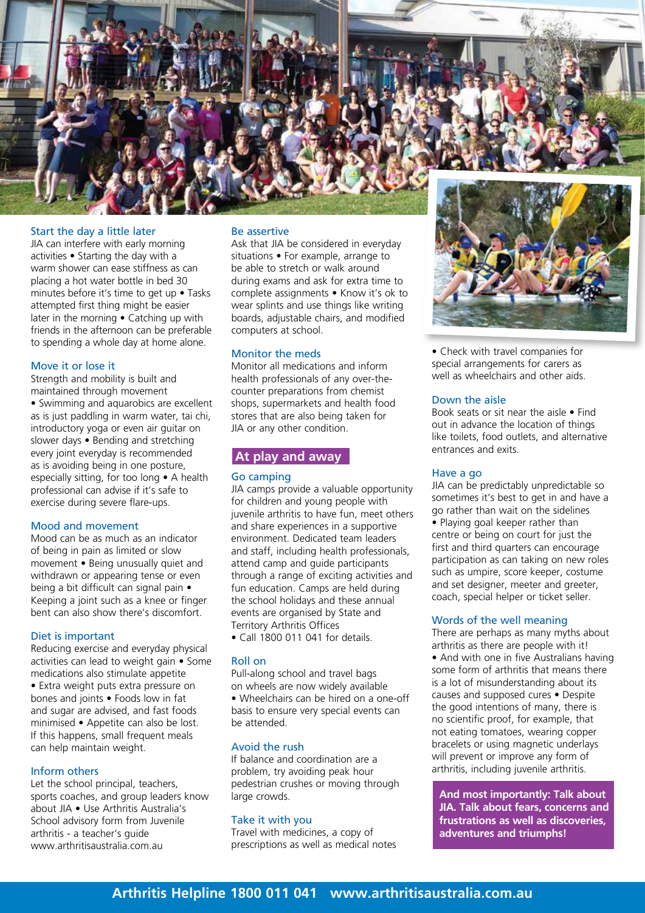### Start the day a little later

JIA can interfere with early morning activities • Starting the day with a warm shower can ease stiffness as can placing a hot water bottle in bed 30 minutes before it's time to get up • Tasks attempted first thing might be easier later in the morning • Catching up with friends in the afternoon can be preferable to spending a whole day at home alone.

### Move it or lose it

Strength and mobility is built and maintained through movement
• Swimming and aquarobics are excellent as is just paddling in warm water, tai chi, introductory yoga or even air guitar on slower days • Bending and stretching every joint everyday is recommended as is avoiding being in one posture, especially sitting, for too long • A health professional can advise if it's safe to exercise during severe flare-ups.

### Mood and movement

Mood can be as much as an indicator of being in pain as limited or slow movement • Being unusually quiet and withdrawn or appearing tense or even being a bit difficult can signal pain • Keeping a joint such as a knee or finger bent can also show there's discomfort.

### Diet is important

Reducing exercise and everyday physical activities can lead to weight gain • Some medications also stimulate appetite
• Extra weight puts extra pressure on bones and joints • Foods low in fat and sugar are advised, and fast foods minimised • Appetite can also be lost. If this happens, small frequent meals can help maintain weight.

### Inform others

Let the school principal, teachers, sports coaches, and group leaders know about JIA • Use Arthritis Australia's School advisory form from Juvenile arthritis - a teacher's guide www.arthritisaustralia.com.au

### Be assertive

Ask that JIA be considered in everyday situations • For example, arrange to be able to stretch or walk around during exams and ask for extra time to complete assignments • Know it's ok to wear splints and use things like writing boards, adjustable chairs, and modified computers at school.

### Monitor the meds

Monitor all medications and inform health professionals of any over-the-counter preparations from chemist shops, supermarkets and health food stores that are also being taken for JIA or any other condition.

## At play and away

### Go camping

JIA camps provide a valuable opportunity for children and young people with juvenile arthritis to have fun, meet others and share experiences in a supportive environment. Dedicated team leaders and staff, including health professionals, attend camp and guide participants through a range of exciting activities and fun education. Camps are held during the school holidays and these annual events are organised by State and Territory Arthritis Offices
• Call 1800 011 041 for details.

### Roll on

Pull-along school and travel bags on wheels are now widely available
• Wheelchairs can be hired on a one-off basis to ensure very special events can be attended.

### Avoid the rush

If balance and coordination are a problem, try avoiding peak hour pedestrian crushes or moving through large crowds.

### Take it with you

Travel with medicines, a copy of prescriptions as well as medical notes
• Check with travel companies for special arrangements for carers as well as wheelchairs and other aids.

### Down the aisle

Book seats or sit near the aisle • Find out in advance the location of things like toilets, food outlets, and alternative entrances and exits.

### Have a go

JIA can be predictably unpredictable so sometimes it's best to get in and have a go rather than wait on the sidelines
• Playing goal keeper rather than centre or being on court for just the first and third quarters can encourage participation as can taking on new roles such as umpire, score keeper, costume and set designer, meeter and greeter, coach, special helper or ticket seller.

### Words of the well meaning

There are perhaps as many myths about arthritis as there are people with it!
• And with one in five Australians having some form of arthritis that means there is a lot of misunderstanding about its causes and supposed cures • Despite the good intentions of many, there is no scientific proof, for example, that not eating tomatoes, wearing copper bracelets or using magnetic underlays will prevent or improve any form of arthritis, including juvenile arthritis.

**And most importantly: Talk about JIA. Talk about fears, concerns and frustrations as well as discoveries, adventures and triumphs!**

**Arthritis Helpline 1800 011 041 www.arthritisaustralia.com.au**